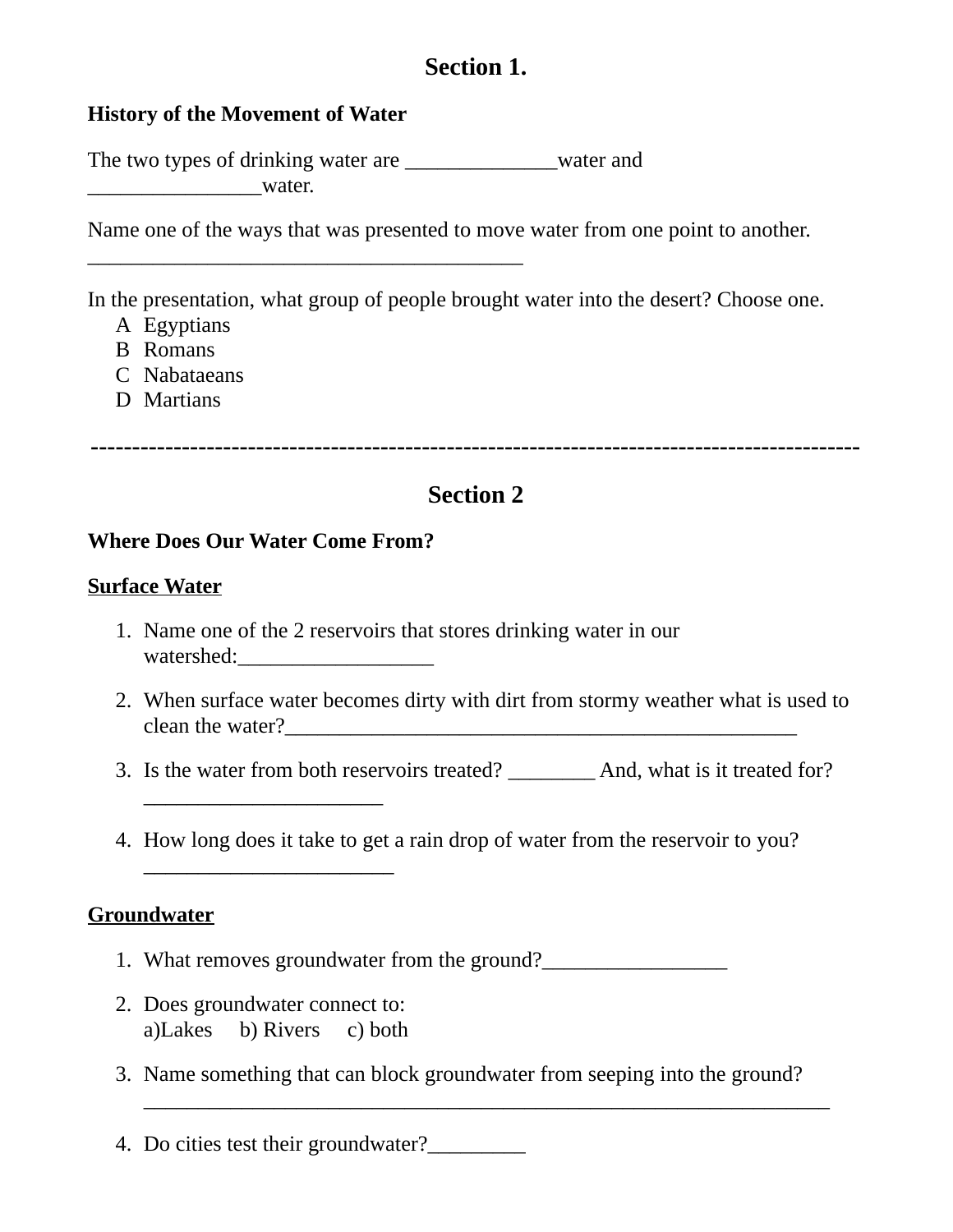# Section 1.

**History of the Movement of Water**

The two types of drinking water are ______________water and ________________water.

Name one of the ways that was presented to move water from one point to another.
________________________________________

In the presentation, what group of people brought water into the desert? Choose one.

- A Egyptians
- B Romans
- C Nabataeans
- D Martians

-----------------------------------------------------------------------------------------

# Section 2

**Where Does Our Water Come From?**

**Surface Water**

1. Name one of the 2 reservoirs that stores drinking water in our watershed:__________________
2. When surface water becomes dirty with dirt from stormy weather what is used to clean the water?_______________________________________________
3. Is the water from both reservoirs treated? ________ And, what is it treated for? ______________________
4. How long does it take to get a rain drop of water from the reservoir to you? _______________________

**Groundwater**

1. What removes groundwater from the ground?_________________
2. Does groundwater connect to:
   a)Lakes b) Rivers c) both
3. Name something that can block groundwater from seeping into the ground? _______________________________________________________________
4. Do cities test their groundwater?_________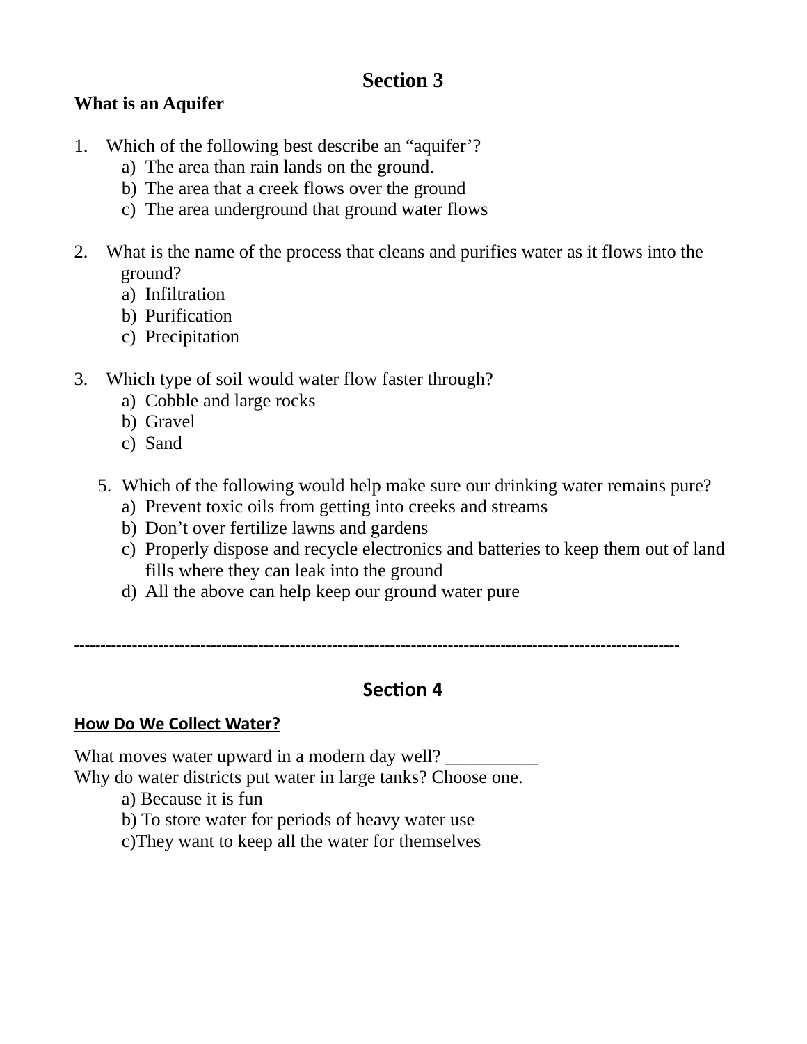## Section 3

**<u>What is an Aquifer</u>**

1. Which of the following best describe an “aquifer’?
   a) The area than rain lands on the ground.
   b) The area that a creek flows over the ground
   c) The area underground that ground water flows

2. What is the name of the process that cleans and purifies water as it flows into the ground?
   a) Infiltration
   b) Purification
   c) Precipitation

3. Which type of soil would water flow faster through?
   a) Cobble and large rocks
   b) Gravel
   c) Sand

5. Which of the following would help make sure our drinking water remains pure?
   a) Prevent toxic oils from getting into creeks and streams
   b) Don’t over fertilize lawns and gardens
   c) Properly dispose and recycle electronics and batteries to keep them out of land fills where they can leak into the ground
   d) All the above can help keep our ground water pure

---

## Section 4

**<u>How Do We Collect Water?</u>**

What moves water upward in a modern day well? __________

Why do water districts put water in large tanks? Choose one.

a) Because it is fun
b) To store water for periods of heavy water use
c)They want to keep all the water for themselves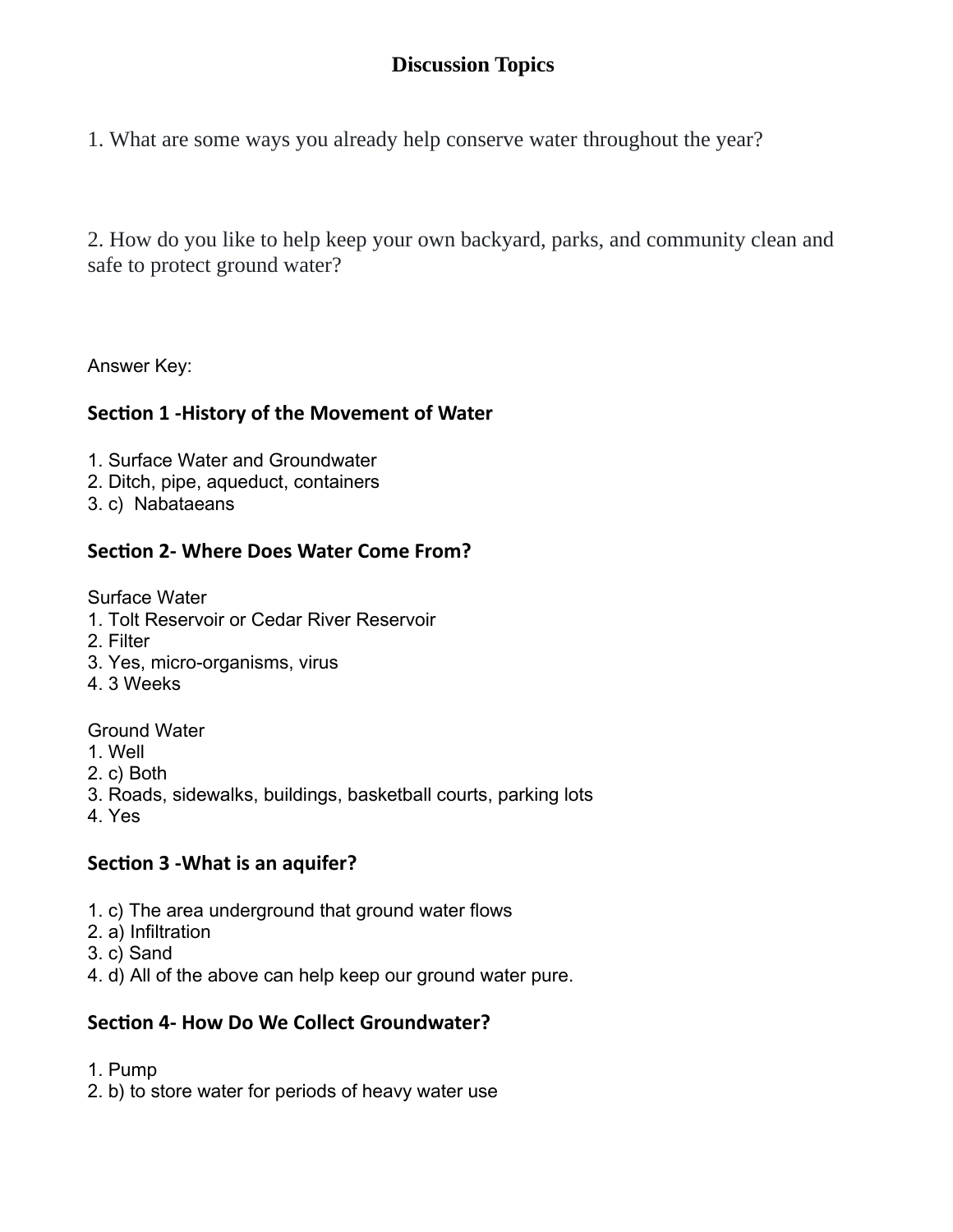## Discussion Topics

1. What are some ways you already help conserve water throughout the year?

2. How do you like to help keep your own backyard, parks, and community clean and safe to protect ground water?

Answer Key:

### Section 1 -History of the Movement of Water

1. Surface Water and Groundwater
2. Ditch, pipe, aqueduct, containers
3. c) Nabataeans

### Section 2- Where Does Water Come From?

Surface Water

1. Tolt Reservoir or Cedar River Reservoir
2. Filter
3. Yes, micro-organisms, virus
4. 3 Weeks

Ground Water

1. Well
2. c) Both
3. Roads, sidewalks, buildings, basketball courts, parking lots
4. Yes

### Section 3 -What is an aquifer?

1. c) The area underground that ground water flows
2. a) Infiltration
3. c) Sand
4. d) All of the above can help keep our ground water pure.

### Section 4- How Do We Collect Groundwater?

1. Pump
2. b) to store water for periods of heavy water use